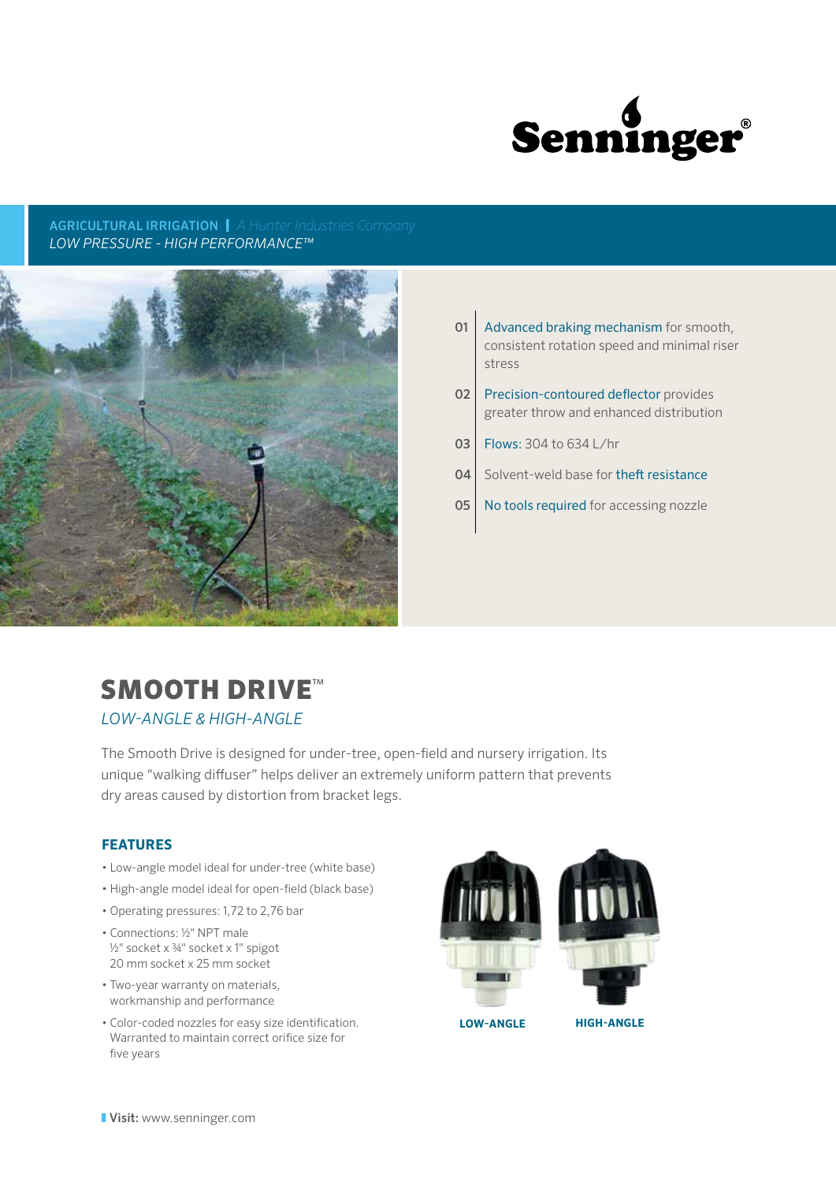Senninger®

**AGRICULTURAL IRRIGATION** | *A Hunter Industries Company*

*LOW PRESSURE - HIGH PERFORMANCE™*

01 Advanced braking mechanism for smooth, consistent rotation speed and minimal riser stress

02 Precision-contoured deflector provides greater throw and enhanced distribution

03 Flows: 304 to 634 L/hr

04 Solvent-weld base for theft resistance

05 No tools required for accessing nozzle

# SMOOTH DRIVE™

*LOW-ANGLE & HIGH-ANGLE*

The Smooth Drive is designed for under-tree, open-field and nursery irrigation. Its unique "walking diffuser" helps deliver an extremely uniform pattern that prevents dry areas caused by distortion from bracket legs.

### FEATURES

- Low-angle model ideal for under-tree (white base)
- High-angle model ideal for open-field (black base)
- Operating pressures: 1,72 to 2,76 bar
- Connections: ½" NPT male
  ½" socket x ¾" socket x 1" spigot
  20 mm socket x 25 mm socket
- Two-year warranty on materials, workmanship and performance
- Color-coded nozzles for easy size identification. Warranted to maintain correct orifice size for five years

**LOW-ANGLE** **HIGH-ANGLE**

**Visit:** www.senninger.com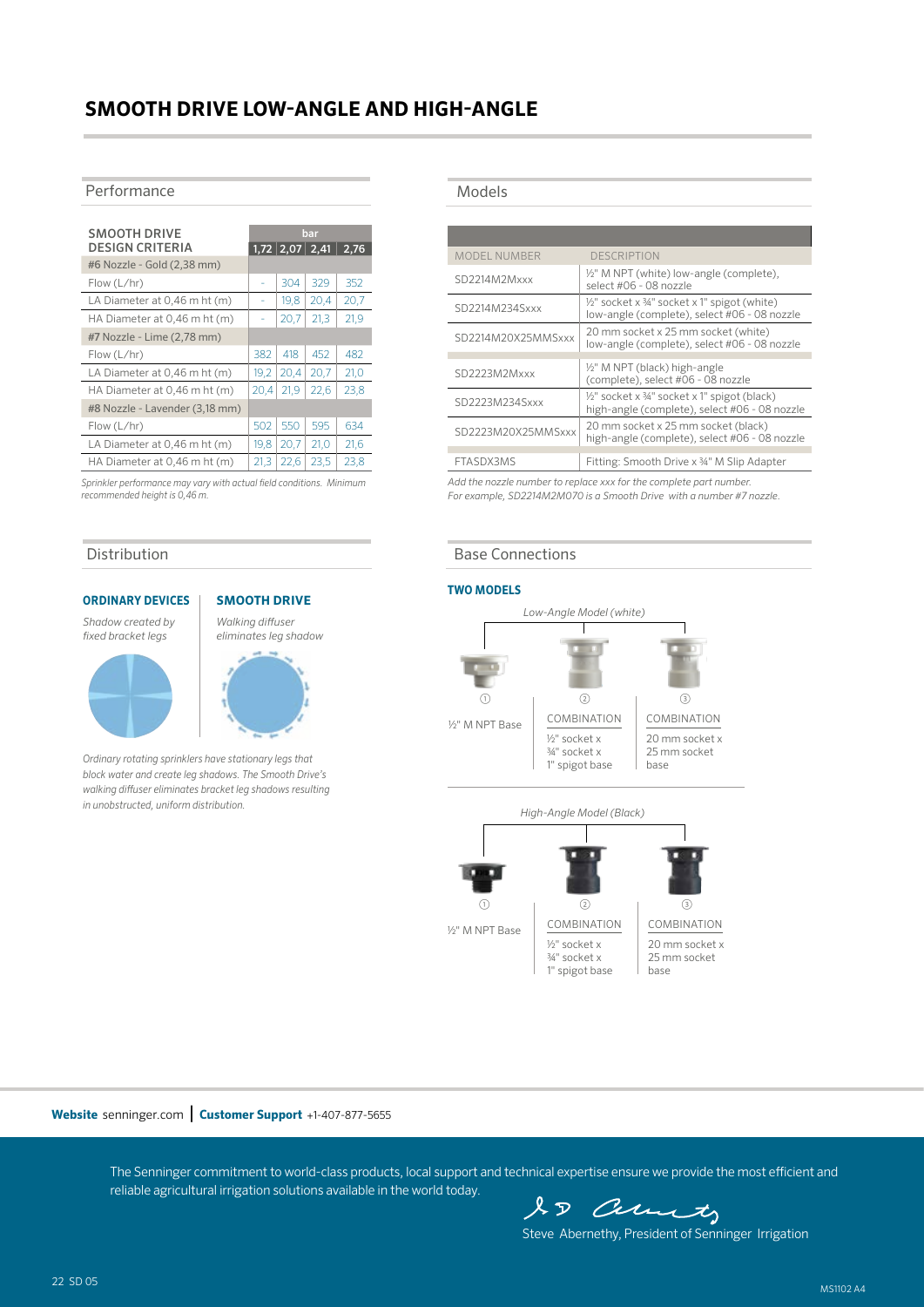# SMOOTH DRIVE LOW-ANGLE AND HIGH-ANGLE

## Performance

| SMOOTH DRIVE DESIGN CRITERIA | bar | | | |
|---|---|---|---|---|
| | 1,72 | 2,07 | 2,41 | 2,76 |
| #6 Nozzle - Gold (2,38 mm) | | | | |
| Flow (L/hr) | - | 304 | 329 | 352 |
| LA Diameter at 0,46 m ht (m) | - | 19,8 | 20,4 | 20,7 |
| HA Diameter at 0,46 m ht (m) | - | 20,7 | 21,3 | 21,9 |
| #7 Nozzle - Lime (2,78 mm) | | | | |
| Flow (L/hr) | 382 | 418 | 452 | 482 |
| LA Diameter at 0,46 m ht (m) | 19,2 | 20,4 | 20,7 | 21,0 |
| HA Diameter at 0,46 m ht (m) | 20,4 | 21,9 | 22,6 | 23,8 |
| #8 Nozzle - Lavender (3,18 mm) | | | | |
| Flow (L/hr) | 502 | 550 | 595 | 634 |
| LA Diameter at 0,46 m ht (m) | 19,8 | 20,7 | 21,0 | 21,6 |
| HA Diameter at 0,46 m ht (m) | 21,3 | 22,6 | 23,5 | 23,8 |

*Sprinkler performance may vary with actual field conditions. Minimum recommended height is 0,46 m.*

## Models

| MODEL NUMBER | DESCRIPTION |
|---|---|
| SD2214M2Mxxx | ½" M NPT (white) low-angle (complete), select #06 - 08 nozzle |
| SD2214M234Sxxx | ½" socket x ¾" socket x 1" spigot (white) low-angle (complete), select #06 - 08 nozzle |
| SD2214M20X25MMSxxx | 20 mm socket x 25 mm socket (white) low-angle (complete), select #06 - 08 nozzle |
| SD2223M2Mxxx | ½" M NPT (black) high-angle (complete), select #06 - 08 nozzle |
| SD2223M234Sxxx | ½" socket x ¾" socket x 1" spigot (black) high-angle (complete), select #06 - 08 nozzle |
| SD2223M20X25MMSxxx | 20 mm socket x 25 mm socket (black) high-angle (complete), select #06 - 08 nozzle |
| FTASDX3MS | Fitting: Smooth Drive x ¾" M Slip Adapter |

*Add the nozzle number to replace xxx for the complete part number.*
*For example, SD2214M2M070 is a Smooth Drive with a number #7 nozzle.*

## Distribution

**ORDINARY DEVICES**

*Shadow created by fixed bracket legs*

**SMOOTH DRIVE**

*Walking diffuser eliminates leg shadow*

*Ordinary rotating sprinklers have stationary legs that block water and create leg shadows. The Smooth Drive's walking diffuser eliminates bracket leg shadows resulting in unobstructed, uniform distribution.*

## Base Connections

**TWO MODELS**

*Low-Angle Model (white)*

① ½" M NPT Base

② COMBINATION ½" socket x ¾" socket x 1" spigot base

③ COMBINATION 20 mm socket x 25 mm socket base

*High-Angle Model (Black)*

① ½" M NPT Base

② COMBINATION ½" socket x ¾" socket x 1" spigot base

③ COMBINATION 20 mm socket x 25 mm socket base

**Website** senninger.com | **Customer Support** +1-407-877-5655

The Senninger commitment to world-class products, local support and technical expertise ensure we provide the most efficient and reliable agricultural irrigation solutions available in the world today.

Steve Abernethy, President of Senninger Irrigation